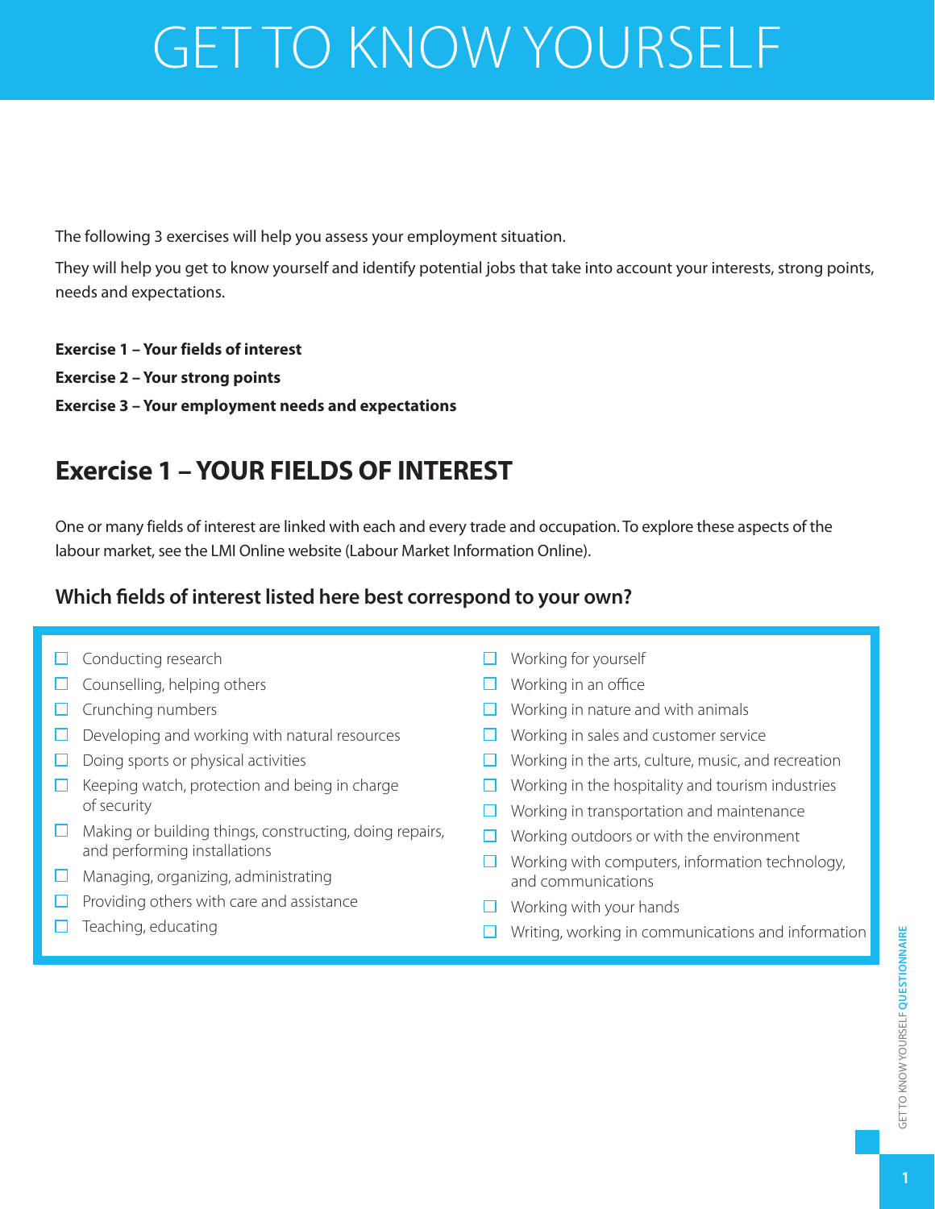# GET TO KNOW YOURSELF

The following 3 exercises will help you assess your employment situation.

They will help you get to know yourself and identify potential jobs that take into account your interests, strong points, needs and expectations.

**Exercise 1 – Your fields of interest**

**Exercise 2 – Your strong points**

**Exercise 3 – Your employment needs and expectations**

## Exercise 1 – YOUR FIELDS OF INTEREST

One or many fields of interest are linked with each and every trade and occupation. To explore these aspects of the labour market, see the LMI Online website (Labour Market Information Online).

### Which fields of interest listed here best correspond to your own?

- ☐ Conducting research
- ☐ Counselling, helping others
- ☐ Crunching numbers
- ☐ Developing and working with natural resources
- ☐ Doing sports or physical activities
- ☐ Keeping watch, protection and being in charge of security
- ☐ Making or building things, constructing, doing repairs, and performing installations
- ☐ Managing, organizing, administrating
- ☐ Providing others with care and assistance
- ☐ Teaching, educating
- ☐ Working for yourself
- ☐ Working in an office
- ☐ Working in nature and with animals
- ☐ Working in sales and customer service
- ☐ Working in the arts, culture, music, and recreation
- ☐ Working in the hospitality and tourism industries
- ☐ Working in transportation and maintenance
- ☐ Working outdoors or with the environment
- ☐ Working with computers, information technology, and communications
- ☐ Working with your hands
- ☐ Writing, working in communications and information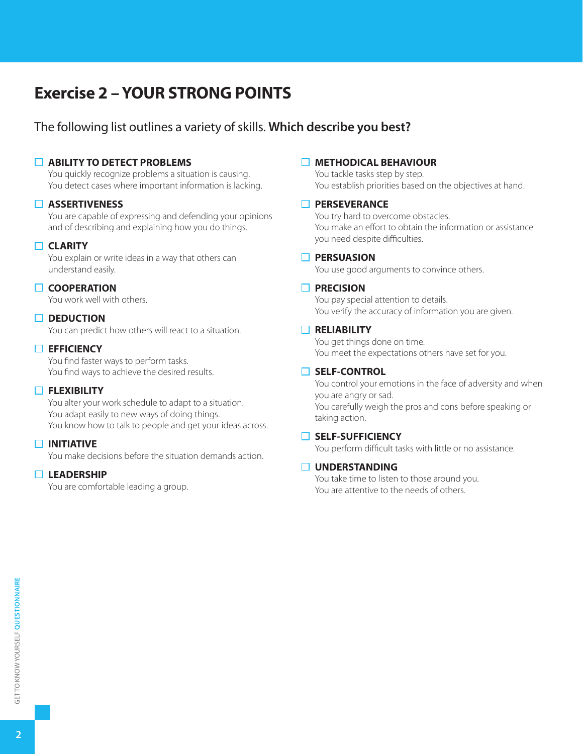# Exercise 2 – YOUR STRONG POINTS

The following list outlines a variety of skills. **Which describe you best?**

- ☐ **ABILITY TO DETECT PROBLEMS**
  You quickly recognize problems a situation is causing.
  You detect cases where important information is lacking.

- ☐ **ASSERTIVENESS**
  You are capable of expressing and defending your opinions and of describing and explaining how you do things.

- ☐ **CLARITY**
  You explain or write ideas in a way that others can understand easily.

- ☐ **COOPERATION**
  You work well with others.

- ☐ **DEDUCTION**
  You can predict how others will react to a situation.

- ☐ **EFFICIENCY**
  You find faster ways to perform tasks.
  You find ways to achieve the desired results.

- ☐ **FLEXIBILITY**
  You alter your work schedule to adapt to a situation.
  You adapt easily to new ways of doing things.
  You know how to talk to people and get your ideas across.

- ☐ **INITIATIVE**
  You make decisions before the situation demands action.

- ☐ **LEADERSHIP**
  You are comfortable leading a group.

- ☐ **METHODICAL BEHAVIOUR**
  You tackle tasks step by step.
  You establish priorities based on the objectives at hand.

- ☐ **PERSEVERANCE**
  You try hard to overcome obstacles.
  You make an effort to obtain the information or assistance you need despite difficulties.

- ☐ **PERSUASION**
  You use good arguments to convince others.

- ☐ **PRECISION**
  You pay special attention to details.
  You verify the accuracy of information you are given.

- ☐ **RELIABILITY**
  You get things done on time.
  You meet the expectations others have set for you.

- ☐ **SELF-CONTROL**
  You control your emotions in the face of adversity and when you are angry or sad.
  You carefully weigh the pros and cons before speaking or taking action.

- ☐ **SELF-SUFFICIENCY**
  You perform difficult tasks with little or no assistance.

- ☐ **UNDERSTANDING**
  You take time to listen to those around you.
  You are attentive to the needs of others.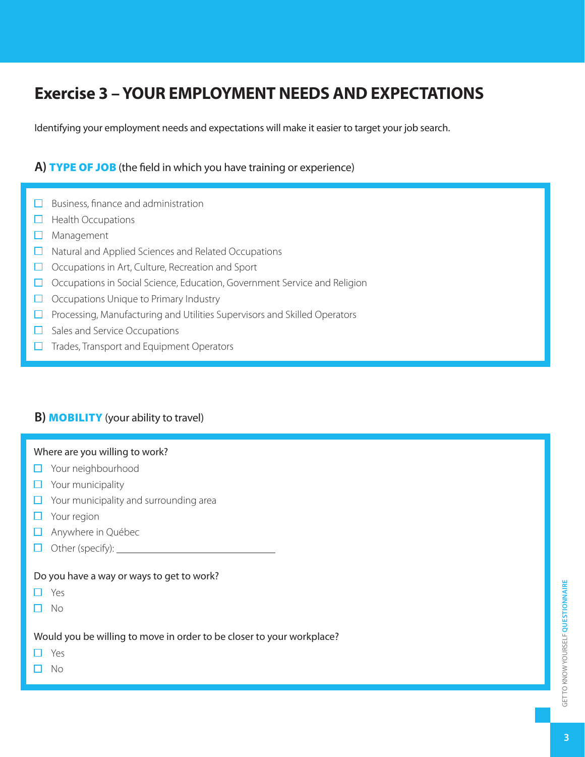# Exercise 3 – YOUR EMPLOYMENT NEEDS AND EXPECTATIONS

Identifying your employment needs and expectations will make it easier to target your job search.

## A) **TYPE OF JOB** (the field in which you have training or experience)

- ☐ Business, finance and administration
- ☐ Health Occupations
- ☐ Management
- ☐ Natural and Applied Sciences and Related Occupations
- ☐ Occupations in Art, Culture, Recreation and Sport
- ☐ Occupations in Social Science, Education, Government Service and Religion
- ☐ Occupations Unique to Primary Industry
- ☐ Processing, Manufacturing and Utilities Supervisors and Skilled Operators
- ☐ Sales and Service Occupations
- ☐ Trades, Transport and Equipment Operators

## B) **MOBILITY** (your ability to travel)

Where are you willing to work?

- ☐ Your neighbourhood
- ☐ Your municipality
- ☐ Your municipality and surrounding area
- ☐ Your region
- ☐ Anywhere in Québec
- ☐ Other (specify): ______________________________

Do you have a way or ways to get to work?

- ☐ Yes
- ☐ No

Would you be willing to move in order to be closer to your workplace?

- ☐ Yes
- ☐ No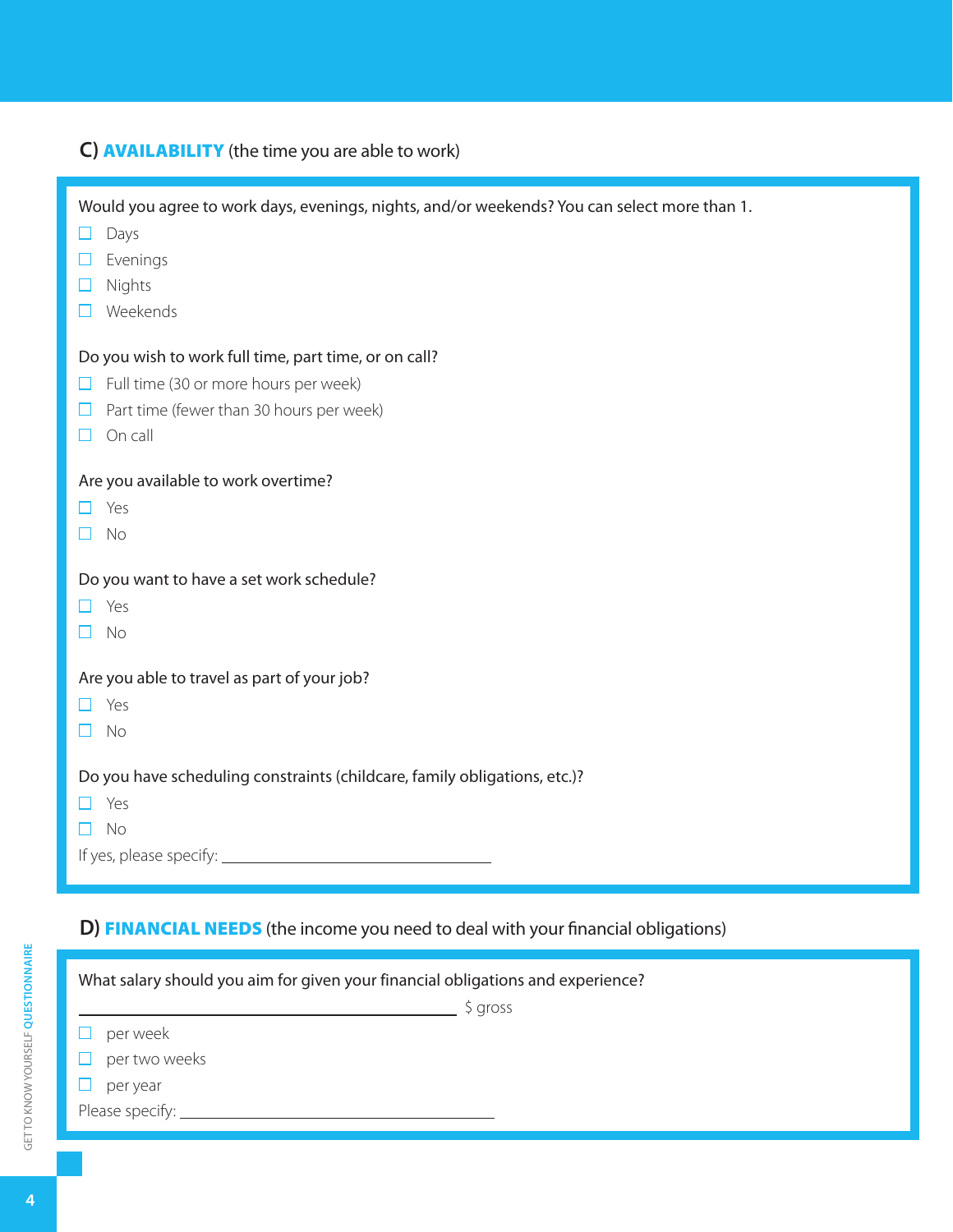## C) **AVAILABILITY** (the time you are able to work)

Would you agree to work days, evenings, nights, and/or weekends? You can select more than 1.

- ☐ Days
- ☐ Evenings
- ☐ Nights
- ☐ Weekends

Do you wish to work full time, part time, or on call?

- ☐ Full time (30 or more hours per week)
- ☐ Part time (fewer than 30 hours per week)
- ☐ On call

Are you available to work overtime?

- ☐ Yes
- ☐ No

Do you want to have a set work schedule?

- ☐ Yes
- ☐ No

Are you able to travel as part of your job?

- ☐ Yes
- ☐ No

Do you have scheduling constraints (childcare, family obligations, etc.)?

- ☐ Yes
- ☐ No

If yes, please specify: ______________________________

## D) **FINANCIAL NEEDS** (the income you need to deal with your financial obligations)

What salary should you aim for given your financial obligations and experience?

______________________________ $ gross

- ☐ per week
- ☐ per two weeks
- ☐ per year

Please specify: ______________________________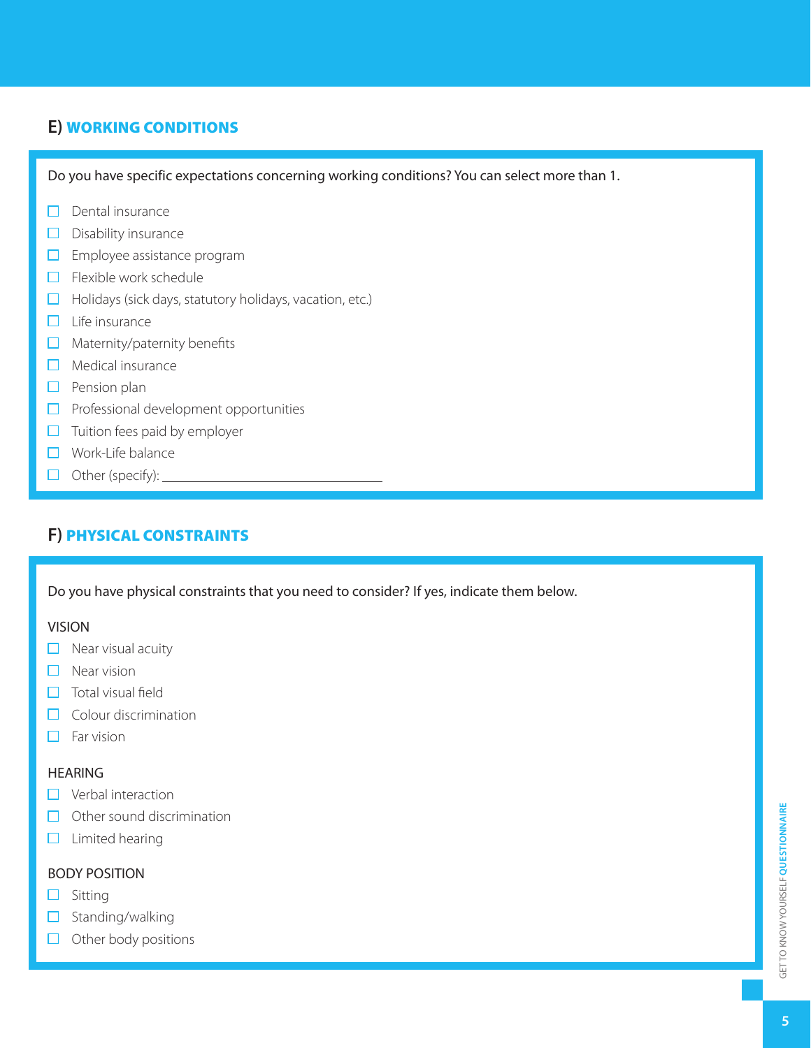## E) WORKING CONDITIONS

Do you have specific expectations concerning working conditions? You can select more than 1.

- ☐ Dental insurance
- ☐ Disability insurance
- ☐ Employee assistance program
- ☐ Flexible work schedule
- ☐ Holidays (sick days, statutory holidays, vacation, etc.)
- ☐ Life insurance
- ☐ Maternity/paternity benefits
- ☐ Medical insurance
- ☐ Pension plan
- ☐ Professional development opportunities
- ☐ Tuition fees paid by employer
- ☐ Work-Life balance
- ☐ Other (specify): ______________________________

## F) PHYSICAL CONSTRAINTS

Do you have physical constraints that you need to consider? If yes, indicate them below.

VISION

- ☐ Near visual acuity
- ☐ Near vision
- ☐ Total visual field
- ☐ Colour discrimination
- ☐ Far vision

HEARING

- ☐ Verbal interaction
- ☐ Other sound discrimination
- ☐ Limited hearing

BODY POSITION

- ☐ Sitting
- ☐ Standing/walking
- ☐ Other body positions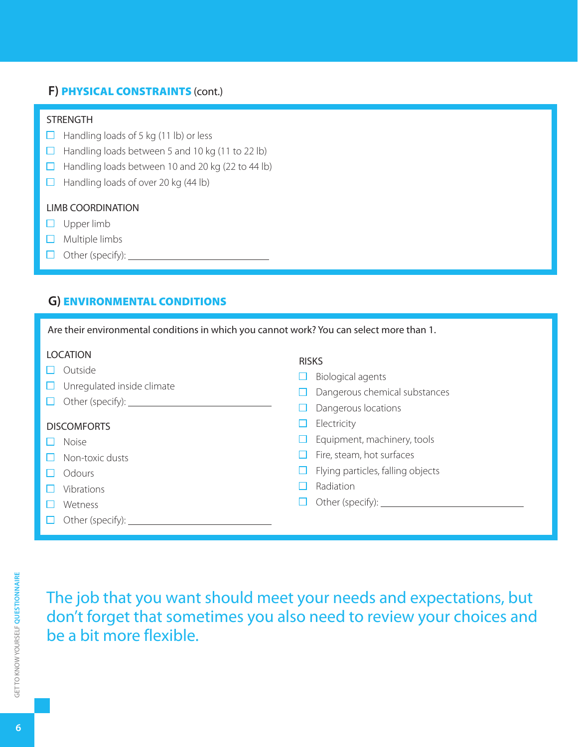## F) PHYSICAL CONSTRAINTS (cont.)

STRENGTH

- ☐ Handling loads of 5 kg (11 lb) or less
- ☐ Handling loads between 5 and 10 kg (11 to 22 lb)
- ☐ Handling loads between 10 and 20 kg (22 to 44 lb)
- ☐ Handling loads of over 20 kg (44 lb)

LIMB COORDINATION

- ☐ Upper limb
- ☐ Multiple limbs
- ☐ Other (specify): ______________________

## G) ENVIRONMENTAL CONDITIONS

Are their environmental conditions in which you cannot work? You can select more than 1.

LOCATION

- ☐ Outside
- ☐ Unregulated inside climate
- ☐ Other (specify): ______________________

DISCOMFORTS

- ☐ Noise
- ☐ Non-toxic dusts
- ☐ Odours
- ☐ Vibrations
- ☐ Wetness
- ☐ Other (specify): ______________________

RISKS

- ☐ Biological agents
- ☐ Dangerous chemical substances
- ☐ Dangerous locations
- ☐ Electricity
- ☐ Equipment, machinery, tools
- ☐ Fire, steam, hot surfaces
- ☐ Flying particles, falling objects
- ☐ Radiation
- ☐ Other (specify): ______________________

The job that you want should meet your needs and expectations, but don't forget that sometimes you also need to review your choices and be a bit more flexible.